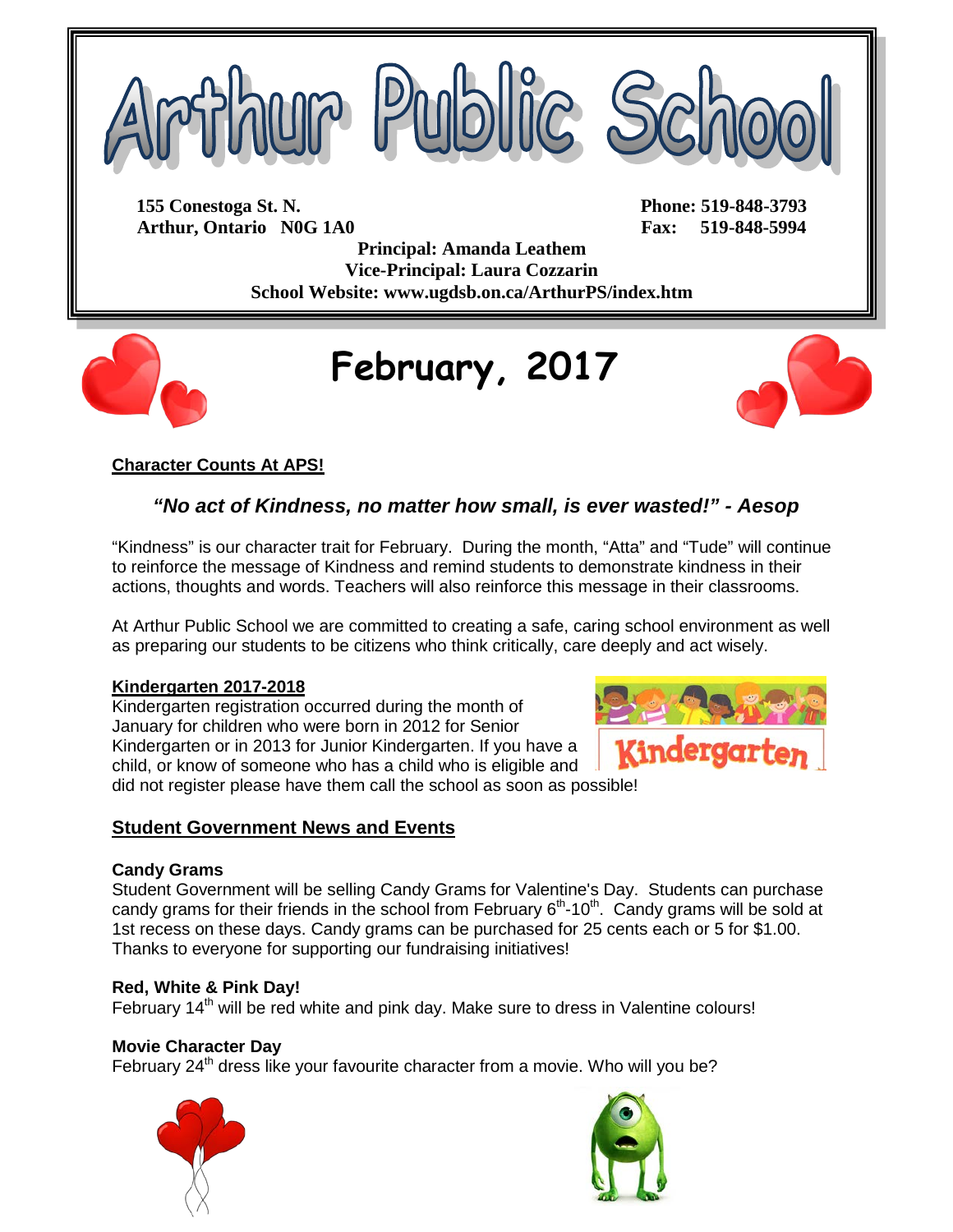# Arthur Public School

**155 Conestoga St. N.**
**Arthur, Ontario N0G 1A0**

**Phone: 519-848-3793**
**Fax: 519-848-5994**

**Principal: Amanda Leathem**
**Vice-Principal: Laura Cozzarin**
**School Website: www.ugdsb.on.ca/ArthurPS/index.htm**

# February, 2017

## Character Counts At APS!

***"No act of Kindness, no matter how small, is ever wasted!" - Aesop***

"Kindness" is our character trait for February. During the month, "Atta" and "Tude" will continue to reinforce the message of Kindness and remind students to demonstrate kindness in their actions, thoughts and words. Teachers will also reinforce this message in their classrooms.

At Arthur Public School we are committed to creating a safe, caring school environment as well as preparing our students to be citizens who think critically, care deeply and act wisely.

## Kindergarten 2017-2018

Kindergarten registration occurred during the month of January for children who were born in 2012 for Senior Kindergarten or in 2013 for Junior Kindergarten. If you have a child, or know of someone who has a child who is eligible and did not register please have them call the school as soon as possible!

## Student Government News and Events

**Candy Grams**

Student Government will be selling Candy Grams for Valentine's Day. Students can purchase candy grams for their friends in the school from February 6th-10th. Candy grams will be sold at 1st recess on these days. Candy grams can be purchased for 25 cents each or 5 for $1.00. Thanks to everyone for supporting our fundraising initiatives!

**Red, White & Pink Day!**

February 14th will be red white and pink day. Make sure to dress in Valentine colours!

**Movie Character Day**

February 24th dress like your favourite character from a movie. Who will you be?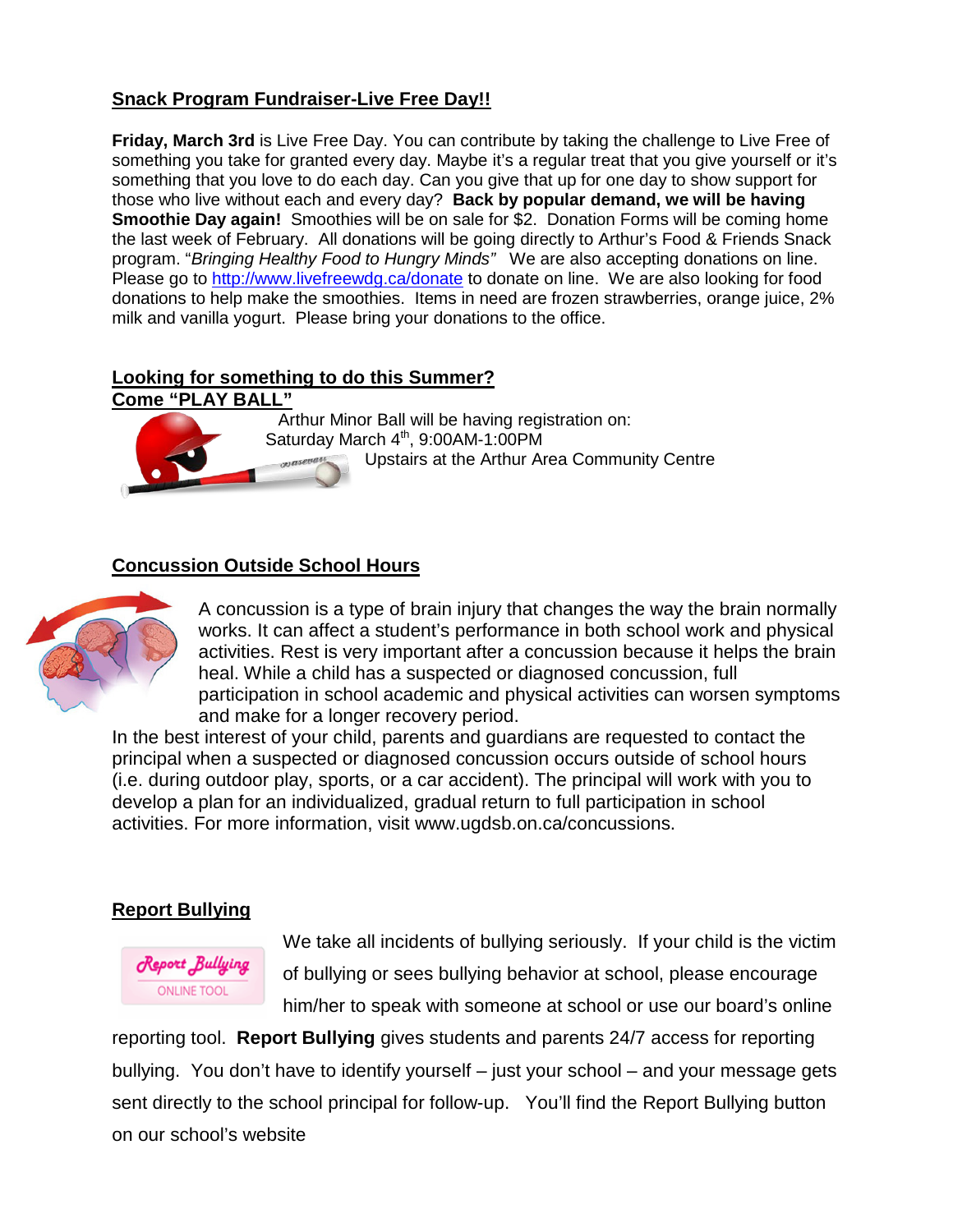## Snack Program Fundraiser-Live Free Day!!

**Friday, March 3rd** is Live Free Day. You can contribute by taking the challenge to Live Free of something you take for granted every day. Maybe it's a regular treat that you give yourself or it's something that you love to do each day. Can you give that up for one day to show support for those who live without each and every day? **Back by popular demand, we will be having Smoothie Day again!** Smoothies will be on sale for $2. Donation Forms will be coming home the last week of February. All donations will be going directly to Arthur's Food & Friends Snack program. "*Bringing Healthy Food to Hungry Minds"* We are also accepting donations on line. Please go to http://www.livefreewdg.ca/donate to donate on line. We are also looking for food donations to help make the smoothies. Items in need are frozen strawberries, orange juice, 2% milk and vanilla yogurt. Please bring your donations to the office.

## Looking for something to do this Summer?
## Come "PLAY BALL"

Arthur Minor Ball will be having registration on:
Saturday March 4th, 9:00AM-1:00PM
Upstairs at the Arthur Area Community Centre

## Concussion Outside School Hours

A concussion is a type of brain injury that changes the way the brain normally works. It can affect a student's performance in both school work and physical activities. Rest is very important after a concussion because it helps the brain heal. While a child has a suspected or diagnosed concussion, full participation in school academic and physical activities can worsen symptoms and make for a longer recovery period.

In the best interest of your child, parents and guardians are requested to contact the principal when a suspected or diagnosed concussion occurs outside of school hours (i.e. during outdoor play, sports, or a car accident). The principal will work with you to develop a plan for an individualized, gradual return to full participation in school activities. For more information, visit www.ugdsb.on.ca/concussions.

## Report Bullying

Report Bullying
ONLINE TOOL

We take all incidents of bullying seriously. If your child is the victim of bullying or sees bullying behavior at school, please encourage him/her to speak with someone at school or use our board's online reporting tool. **Report Bullying** gives students and parents 24/7 access for reporting bullying. You don't have to identify yourself – just your school – and your message gets sent directly to the school principal for follow-up. You'll find the Report Bullying button on our school's website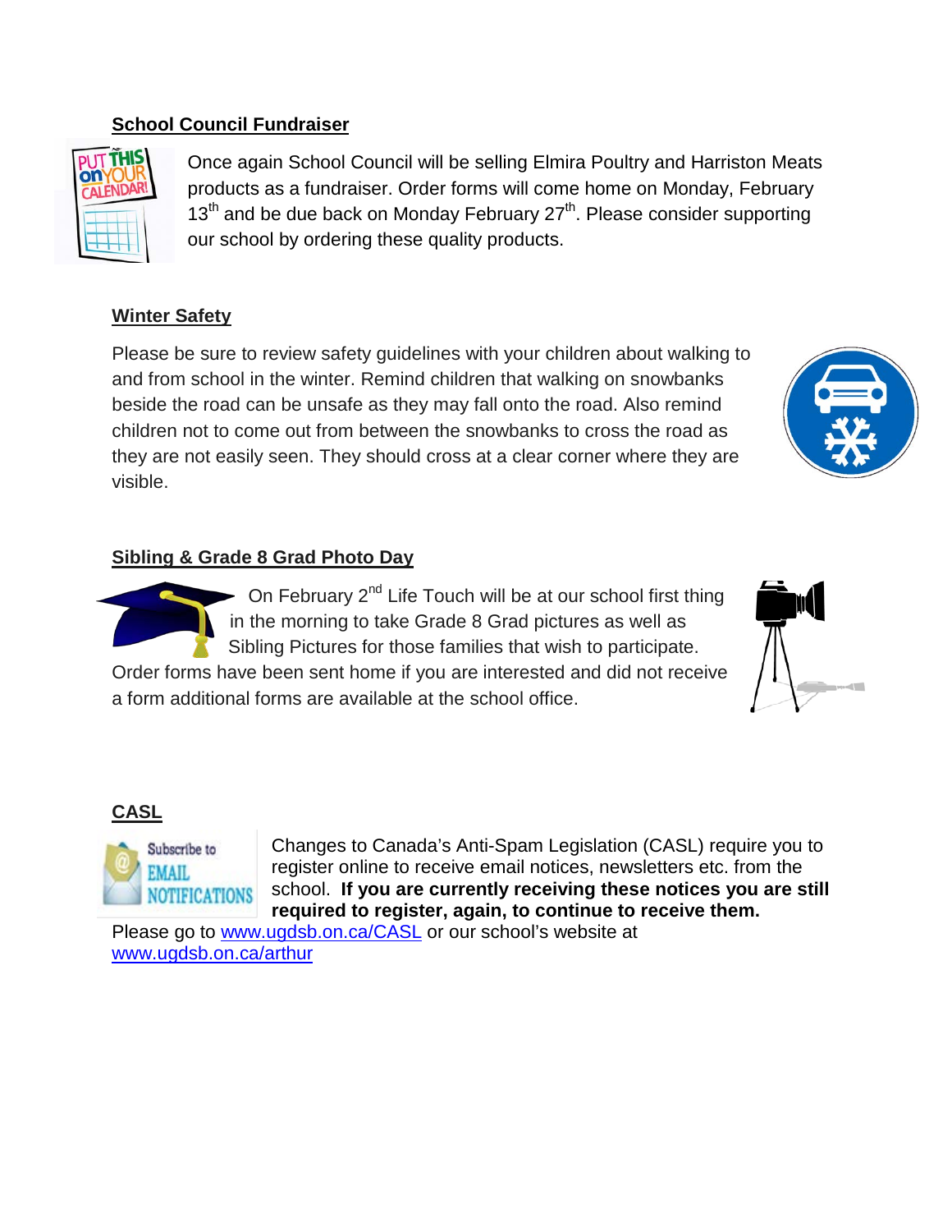## School Council Fundraiser

Once again School Council will be selling Elmira Poultry and Harriston Meats products as a fundraiser. Order forms will come home on Monday, February 13th and be due back on Monday February 27th. Please consider supporting our school by ordering these quality products.

## Winter Safety

Please be sure to review safety guidelines with your children about walking to and from school in the winter. Remind children that walking on snowbanks beside the road can be unsafe as they may fall onto the road. Also remind children not to come out from between the snowbanks to cross the road as they are not easily seen. They should cross at a clear corner where they are visible.

## Sibling & Grade 8 Grad Photo Day

On February 2nd Life Touch will be at our school first thing in the morning to take Grade 8 Grad pictures as well as Sibling Pictures for those families that wish to participate. Order forms have been sent home if you are interested and did not receive a form additional forms are available at the school office.

## CASL

Changes to Canada's Anti-Spam Legislation (CASL) require you to register online to receive email notices, newsletters etc. from the school. **If you are currently receiving these notices you are still required to register, again, to continue to receive them.**

Please go to [www.ugdsb.on.ca/CASL](http://www.ugdsb.on.ca/CASL) or our school's website at [www.ugdsb.on.ca/arthur](http://www.ugdsb.on.ca/arthur)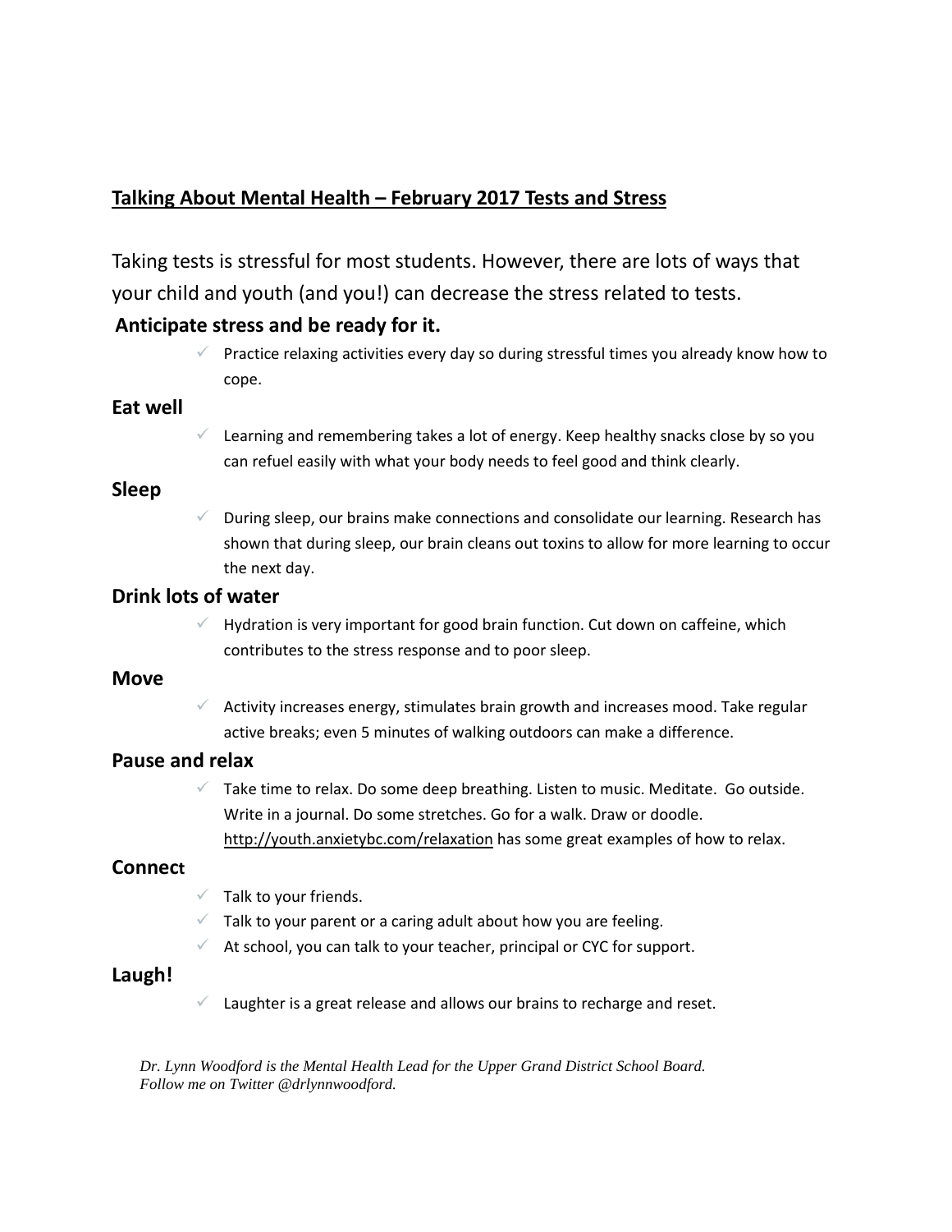## Talking About Mental Health – February 2017 Tests and Stress

Taking tests is stressful for most students. However, there are lots of ways that your child and youth (and you!) can decrease the stress related to tests.

### Anticipate stress and be ready for it.

- ✓ Practice relaxing activities every day so during stressful times you already know how to cope.

### Eat well

- ✓ Learning and remembering takes a lot of energy. Keep healthy snacks close by so you can refuel easily with what your body needs to feel good and think clearly.

### Sleep

- ✓ During sleep, our brains make connections and consolidate our learning. Research has shown that during sleep, our brain cleans out toxins to allow for more learning to occur the next day.

### Drink lots of water

- ✓ Hydration is very important for good brain function. Cut down on caffeine, which contributes to the stress response and to poor sleep.

### Move

- ✓ Activity increases energy, stimulates brain growth and increases mood. Take regular active breaks; even 5 minutes of walking outdoors can make a difference.

### Pause and relax

- ✓ Take time to relax. Do some deep breathing. Listen to music. Meditate. Go outside. Write in a journal. Do some stretches. Go for a walk. Draw or doodle. http://youth.anxietybc.com/relaxation has some great examples of how to relax.

### Connect

- ✓ Talk to your friends.
- ✓ Talk to your parent or a caring adult about how you are feeling.
- ✓ At school, you can talk to your teacher, principal or CYC for support.

### Laugh!

- ✓ Laughter is a great release and allows our brains to recharge and reset.

*Dr. Lynn Woodford is the Mental Health Lead for the Upper Grand District School Board. Follow me on Twitter @drlynnwoodford.*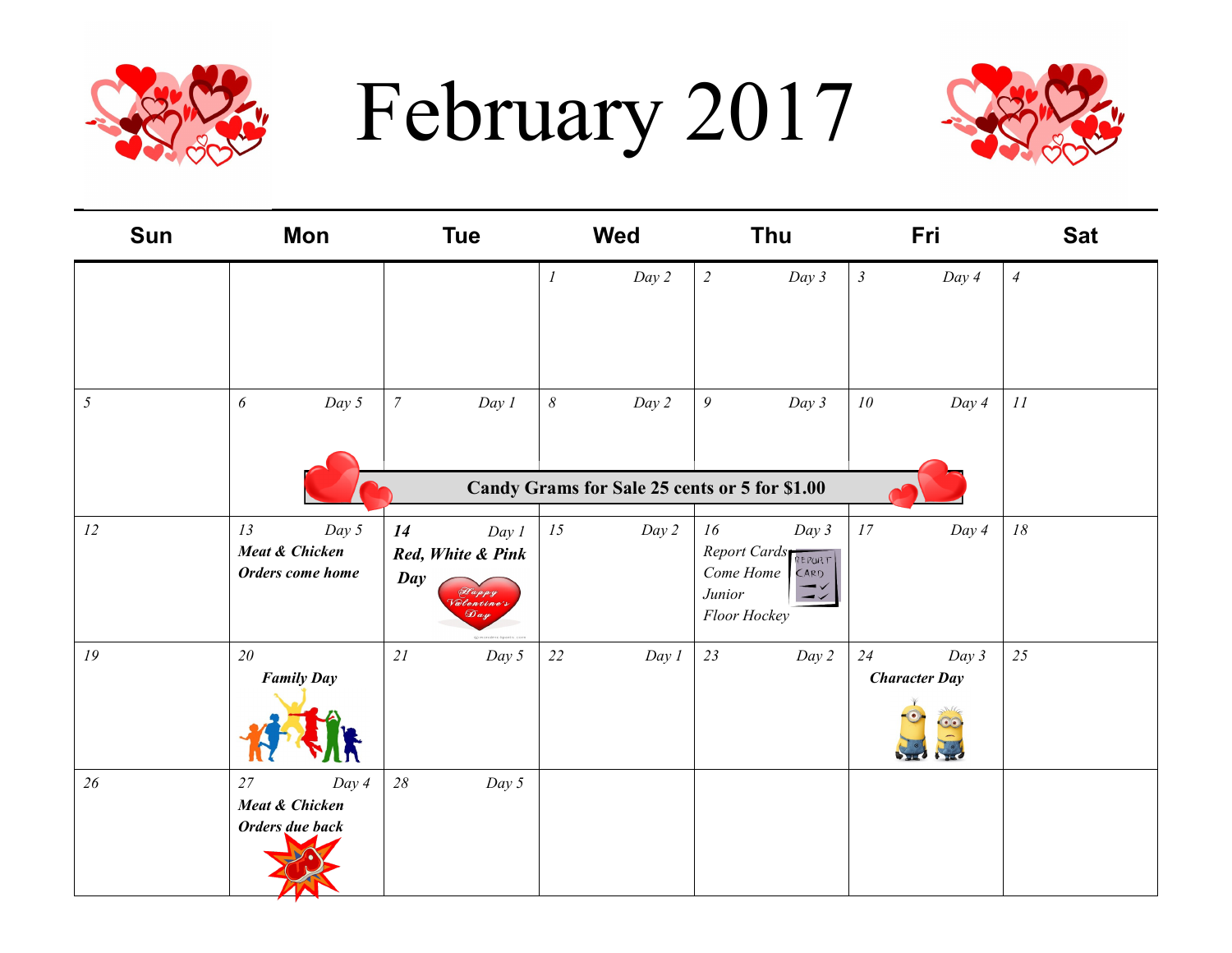# February 2017

| Sun | Mon | Tue | Wed | Thu | Fri | Sat |
|---|---|---|---|---|---|---|
| | | | 1 Day 2 | 2 Day 3 | 3 Day 4 | 4 |
| 5 | 6 Day 5 | 7 Day 1 | 8 Day 2 | 9 Day 3 | 10 Day 4 | 11 |
| 12 | 13 Day 5 ***Meat & Chicken Orders come home*** | **14** Day 1 ***Red, White & Pink Day*** | 15 Day 2 | 16 Day 3 *Report Cards Come Home* *Junior Floor Hockey* | 17 Day 4 | 18 |
| 19 | 20 ***Family Day*** | 21 Day 5 | 22 Day 1 | 23 Day 2 | 24 Day 3 ***Character Day*** | 25 |
| 26 | 27 Day 4 ***Meat & Chicken Orders due back*** | 28 Day 5 | | | | |

**Candy Grams for Sale 25 cents or 5 for $1.00** (Feb 6 – Feb 10)